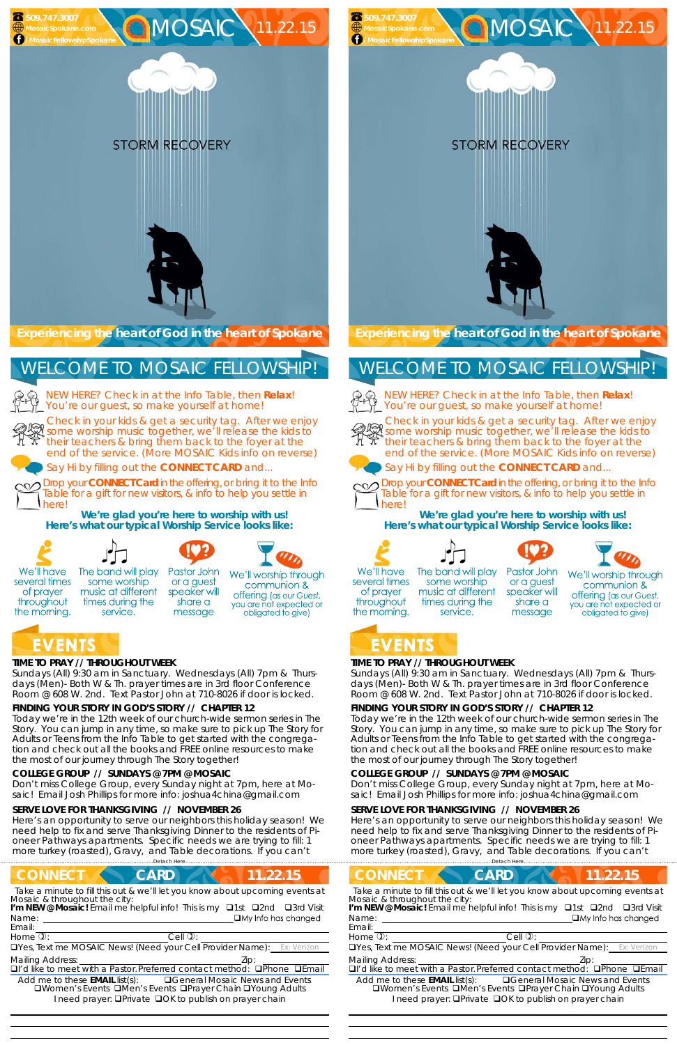509.747.3007
MosaicSpokane.com
/MosaicFellowshipSpokane

# MOSAIC 11.22.15

STORM RECOVERY

**Experiencing the heart of God in the heart of Spokane**

## WELCOME TO MOSAIC FELLOWSHIP!

NEW HERE? Check in at the Info Table, then **Relax**! You're our guest, so make yourself at home!

Check in your kids & get a security tag. After we enjoy some worship music together, we'll release the kids to their teachers & bring them back to the foyer at the end of the service. (More MOSAIC Kids info on reverse)

Say Hi by filling out the **CONNECT CARD** and...

Drop your **CONNECT Card** in the offering, or bring it to the Info Table for a gift for new visitors, & info to help you settle in here!

**We're glad you're here to worship with us!**
**Here's what our typical Worship Service looks like:**

- We'll have several times of prayer throughout the morning.
- The band will play some worship music at different times during the service.
- Pastor John or a guest speaker will share a message
- We'll worship through communion & offering (as our Guest, you are not expected or obligated to give)

## EVENTS

**TIME TO PRAY // THROUGHOUT WEEK**
Sundays (All) 9:30 am in Sanctuary. Wednesdays (All) 7pm & Thursdays (Men)- Both W & Th. prayer times are in 3rd floor Conference Room @ 608 W. 2nd. Text Pastor John at 710-8026 if door is locked.

**FINDING YOUR STORY IN GOD'S STORY // CHAPTER 12**
Today we're in the 12th week of our church-wide sermon series in The Story. You can jump in any time, so make sure to pick up The Story for Adults or Teens from the Info Table to get started with the congregation and check out all the books and FREE online resources to make the most of our journey through The Story together!

**COLLEGE GROUP // SUNDAYS @ 7PM @ MOSAIC**
Don't miss College Group, every Sunday night at 7pm, here at Mosaic! Email Josh Phillips for more info: joshua4china@gmail.com

**SERVE LOVE FOR THANKSGIVING // NOVEMBER 26**
Here's an opportunity to serve our neighbors this holiday season! We need help to fix and serve Thanksgiving Dinner to the residents of Pioneer Pathways apartments. Specific needs we are trying to fill: 1 more turkey (roasted), Gravy, and Table decorations. If you can't

Detach Here

## CONNECT CARD 11.22.15

Take a minute to fill this out & we'll let you know about upcoming events at Mosaic & throughout the city:

**I'm NEW @ Mosaic!** Email me helpful info! This is my ❑1st ❑2nd ❑3rd Visit

Name: ❑My Info has changed

Email:

Home: Cell:

❑Yes, Text me MOSAIC News! (Need your Cell Provider Name): Ex: Verizon

Mailing Address: Zip:

❑I'd like to meet with a Pastor. Preferred contact method: ❑Phone ❑Email

Add me to these **EMAIL** list(s): ❑General Mosaic News and Events ❑Women's Events ❑Men's Events ❑Prayer Chain ❑Young Adults

I need prayer: ❑Private ❑OK to publish on prayer chain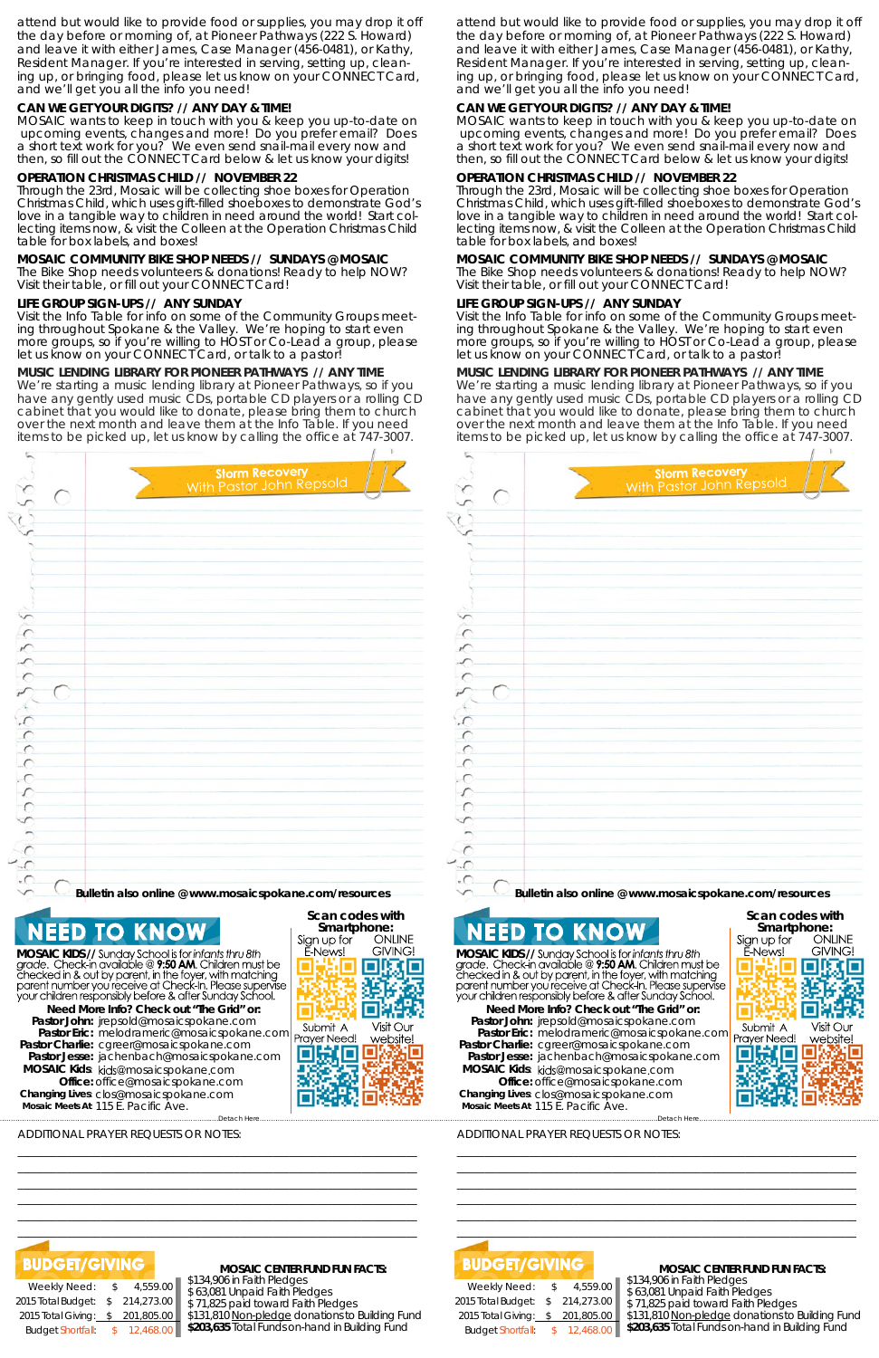attend but would like to provide food or supplies, you may drop it off the day before or morning of, at Pioneer Pathways (222 S. Howard) and leave it with either James, Case Manager (456-0481), or Kathy, Resident Manager. If you're interested in serving, setting up, clean-ing up, or bringing food, please let us know on your CONNECT Card, and we'll get you all the info you need!

**CAN WE GET YOUR DIGITS? // ANY DAY & TIME!**
MOSAIC wants to keep in touch with you & keep you up-to-date on upcoming events, changes and more! Do you prefer email? Does a short text work for you? We even send snail-mail every now and then, so fill out the CONNECT Card below & let us know your digits!

**OPERATION CHRISTMAS CHILD // NOVEMBER 22**
Through the 23rd, Mosaic will be collecting shoe boxes for Operation Christmas Child, which uses gift-filled shoeboxes to demonstrate God's love in a tangible way to children in need around the world! Start col-lecting items now, & visit the Colleen at the Operation Christmas Child table for box labels, and boxes!

**MOSAIC COMMUNITY BIKE SHOP NEEDS // SUNDAYS @ MOSAIC**
The Bike Shop needs volunteers & donations! Ready to help NOW? Visit their table, or fill out your CONNECT Card!

**LIFE GROUP SIGN-UPS // ANY SUNDAY**
Visit the Info Table for info on some of the Community Groups meet-ing throughout Spokane & the Valley. We're hoping to start even more groups, so if you're willing to HOST or Co-Lead a group, please let us know on your CONNECT Card, or talk to a pastor!

**MUSIC LENDING LIBRARY FOR PIONEER PATHWAYS // ANY TIME**
We're starting a music lending library at Pioneer Pathways, so if you have any gently used music CDs, portable CD players or a rolling CD cabinet that you would like to donate, please bring them to church over the next month and leave them at the Info Table. If you need items to be picked up, let us know by calling the office at 747-3007.

**Storm Recovery**
With Pastor John Repsold

Bulletin also online @www.mosaicspokane.com/resources

## NEED TO KNOW

**MOSAIC KIDS //** Sunday School is for *infants thru 8th grade*. Check-in available @ **9:50 AM**. Children must be checked in & out by parent, in the foyer, with matching parent number you receive at Check-In. Please supervise your children responsibly before & after Sunday School.

**Need More Info? Check out "The Grid" or:**
**Pastor John:** jrepsold@mosaicspokane.com
**Pastor Eric:** melodrameric@mosaicspokane.com
**Pastor Charlie:** cgreer@mosaicspokane.com
**Pastor Jesse:** jachenbach@mosaicspokane.com
**MOSAIC Kids:** kids@mosaicspokane.com
**Office:** office@mosaicspokane.com
**Changing Lives:** clos@mosaicspokane.com
**Mosaic Meets At:** 115 E. Pacific Ave.

**Scan codes with Smartphone:**
Sign up for E-News! | ONLINE GIVING! | Submit A Prayer Need! | Visit Our website!

Detach Here

ADDITIONAL PRAYER REQUESTS OR NOTES:

## BUDGET/GIVING

| | | |
|---|---|---|
| Weekly Need: | $ | 4,559.00 |
| 2015 Total Budget: | $ | 214,273.00 |
| 2015 Total Giving: | $ | 201,805.00 |
| Budget Shortfall: | $ | 12,468.00 |

**MOSAIC CENTER FUND FUN FACTS:**
$134,906 in Faith Pledges
$ 63,081 Unpaid Faith Pledges
$ 71,825 paid toward Faith Pledges
$131,810 Non-pledge donations to Building Fund
**$203,635** Total Funds on-hand in Building Fund